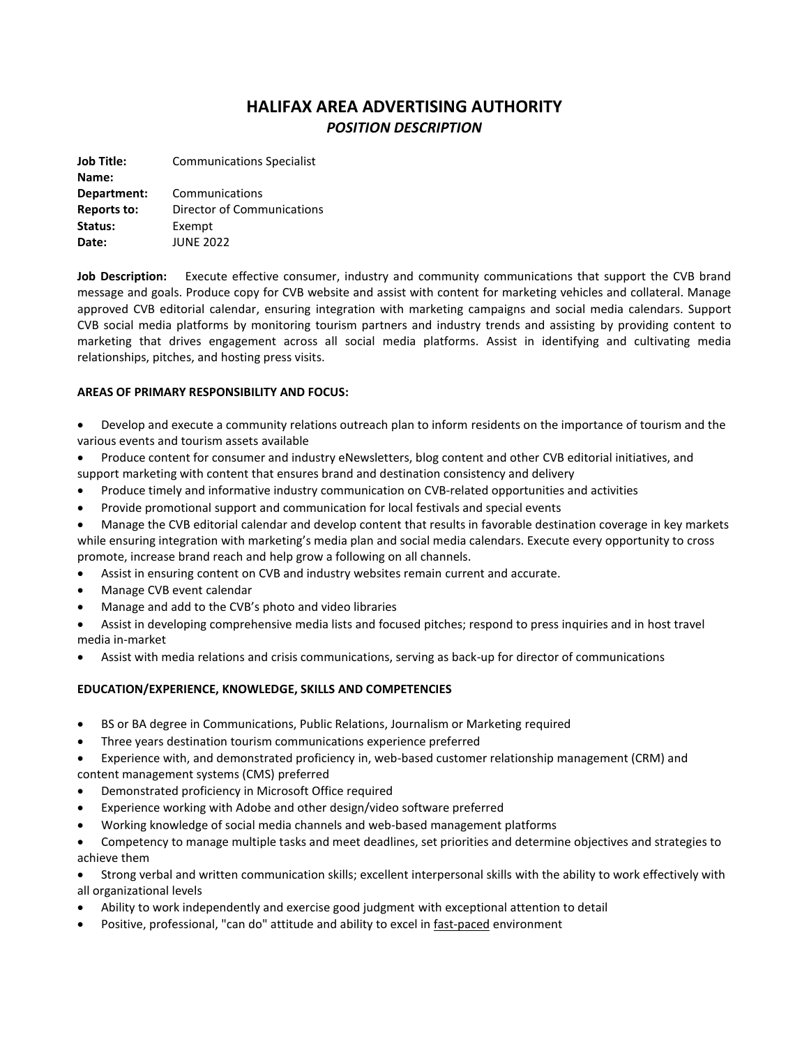# HALIFAX AREA ADVERTISING AUTHORITY

## *POSITION DESCRIPTION*

**Job Title:** Communications Specialist
**Name:**
**Department:** Communications
**Reports to:** Director of Communications
**Status:** Exempt
**Date:** JUNE 2022

**Job Description:** Execute effective consumer, industry and community communications that support the CVB brand message and goals. Produce copy for CVB website and assist with content for marketing vehicles and collateral. Manage approved CVB editorial calendar, ensuring integration with marketing campaigns and social media calendars. Support CVB social media platforms by monitoring tourism partners and industry trends and assisting by providing content to marketing that drives engagement across all social media platforms. Assist in identifying and cultivating media relationships, pitches, and hosting press visits.

**AREAS OF PRIMARY RESPONSIBILITY AND FOCUS:**

- Develop and execute a community relations outreach plan to inform residents on the importance of tourism and the various events and tourism assets available
- Produce content for consumer and industry eNewsletters, blog content and other CVB editorial initiatives, and support marketing with content that ensures brand and destination consistency and delivery
- Produce timely and informative industry communication on CVB-related opportunities and activities
- Provide promotional support and communication for local festivals and special events
- Manage the CVB editorial calendar and develop content that results in favorable destination coverage in key markets while ensuring integration with marketing's media plan and social media calendars. Execute every opportunity to cross promote, increase brand reach and help grow a following on all channels.
- Assist in ensuring content on CVB and industry websites remain current and accurate.
- Manage CVB event calendar
- Manage and add to the CVB's photo and video libraries
- Assist in developing comprehensive media lists and focused pitches; respond to press inquiries and in host travel media in-market
- Assist with media relations and crisis communications, serving as back-up for director of communications

**EDUCATION/EXPERIENCE, KNOWLEDGE, SKILLS AND COMPETENCIES**

- BS or BA degree in Communications, Public Relations, Journalism or Marketing required
- Three years destination tourism communications experience preferred
- Experience with, and demonstrated proficiency in, web-based customer relationship management (CRM) and content management systems (CMS) preferred
- Demonstrated proficiency in Microsoft Office required
- Experience working with Adobe and other design/video software preferred
- Working knowledge of social media channels and web-based management platforms
- Competency to manage multiple tasks and meet deadlines, set priorities and determine objectives and strategies to achieve them
- Strong verbal and written communication skills; excellent interpersonal skills with the ability to work effectively with all organizational levels
- Ability to work independently and exercise good judgment with exceptional attention to detail
- Positive, professional, "can do" attitude and ability to excel in fast-paced environment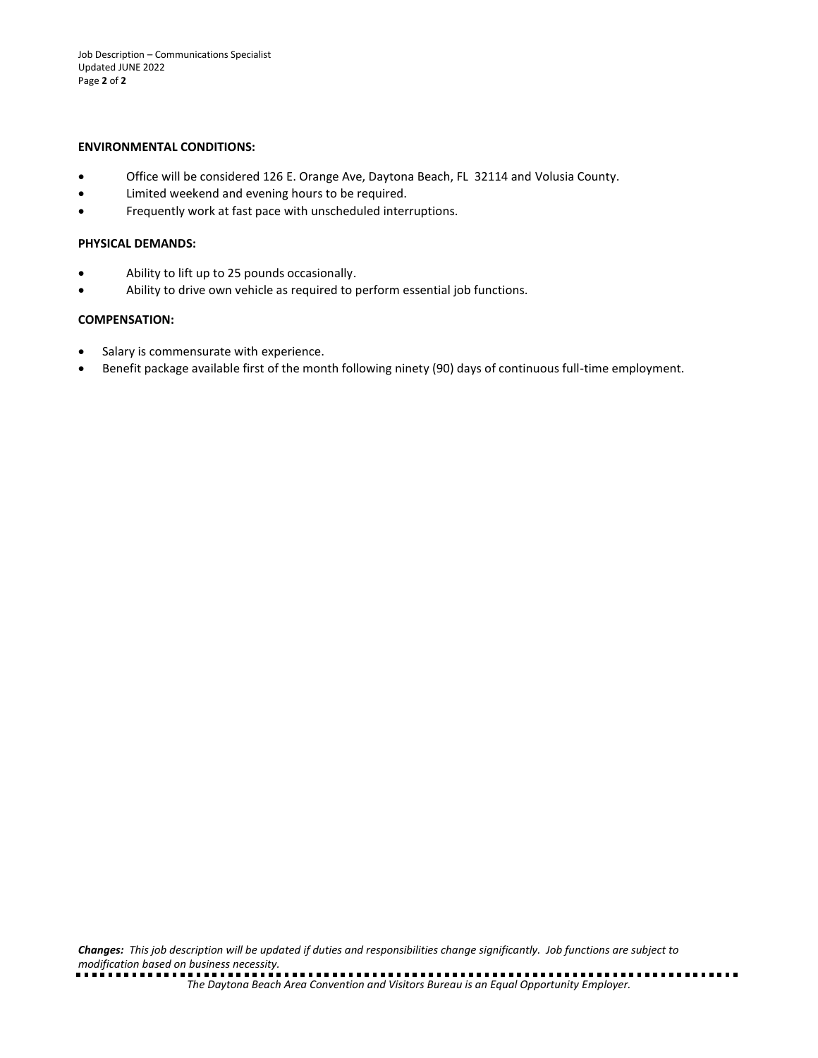**ENVIRONMENTAL CONDITIONS:**

- Office will be considered 126 E. Orange Ave, Daytona Beach, FL 32114 and Volusia County.
- Limited weekend and evening hours to be required.
- Frequently work at fast pace with unscheduled interruptions.

**PHYSICAL DEMANDS:**

- Ability to lift up to 25 pounds occasionally.
- Ability to drive own vehicle as required to perform essential job functions.

**COMPENSATION:**

- Salary is commensurate with experience.
- Benefit package available first of the month following ninety (90) days of continuous full-time employment.

***Changes:*** *This job description will be updated if duties and responsibilities change significantly. Job functions are subject to modification based on business necessity.*

*The Daytona Beach Area Convention and Visitors Bureau is an Equal Opportunity Employer.*